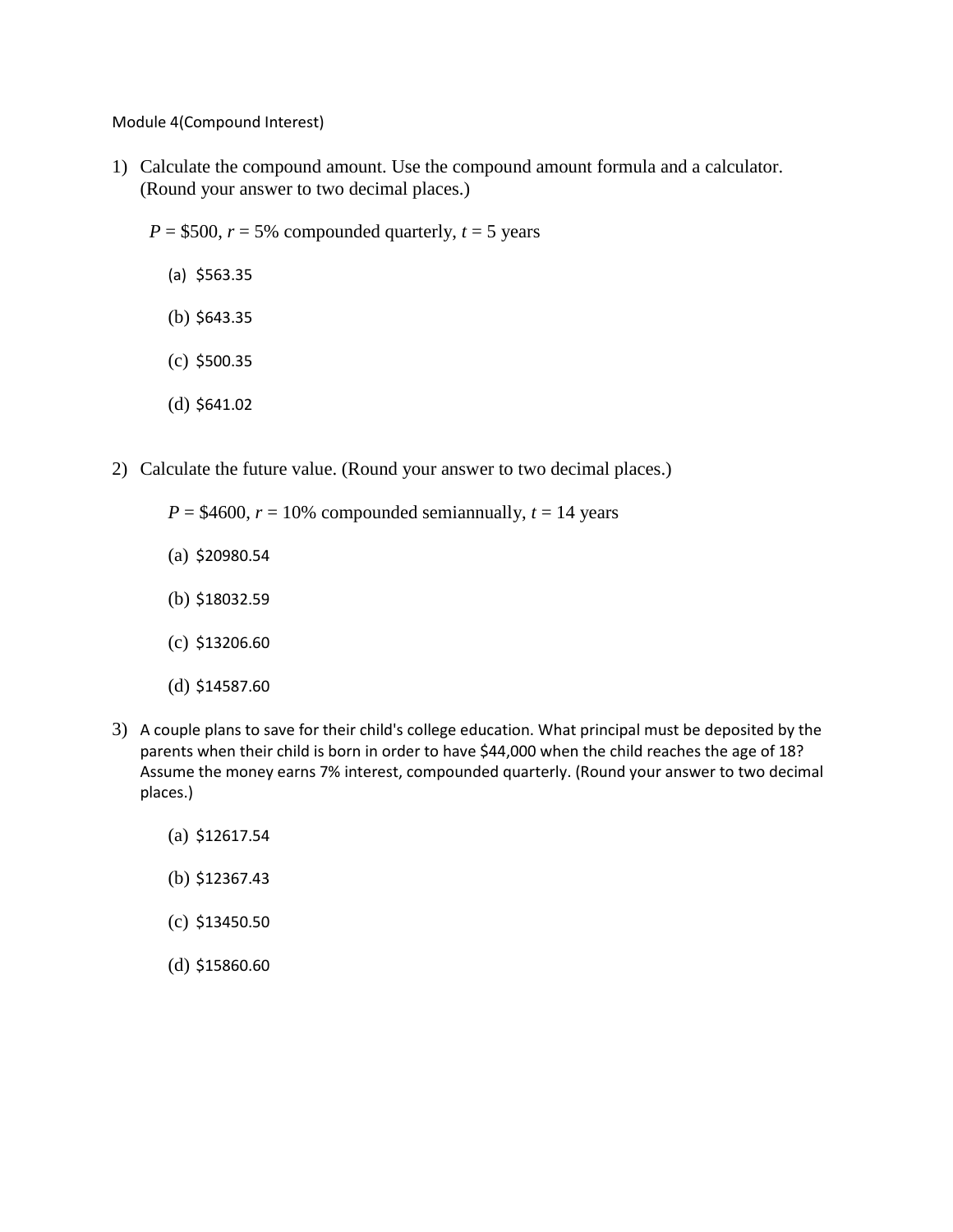Module 4(Compound Interest)

1) Calculate the compound amount. Use the compound amount formula and a calculator. (Round your answer to two decimal places.)

   $P$ = \$500, $r$ = 5% compounded quarterly, $t$ = 5 years

   (a) \$563.35

   (b) \$643.35

   (c) \$500.35

   (d) \$641.02

2) Calculate the future value. (Round your answer to two decimal places.)

   $P$ = \$4600, $r$ = 10% compounded semiannually, $t$ = 14 years

   (a) \$20980.54

   (b) \$18032.59

   (c) \$13206.60

   (d) \$14587.60

3) A couple plans to save for their child's college education. What principal must be deposited by the parents when their child is born in order to have \$44,000 when the child reaches the age of 18? Assume the money earns 7% interest, compounded quarterly. (Round your answer to two decimal places.)

   (a) \$12617.54

   (b) \$12367.43

   (c) \$13450.50

   (d) \$15860.60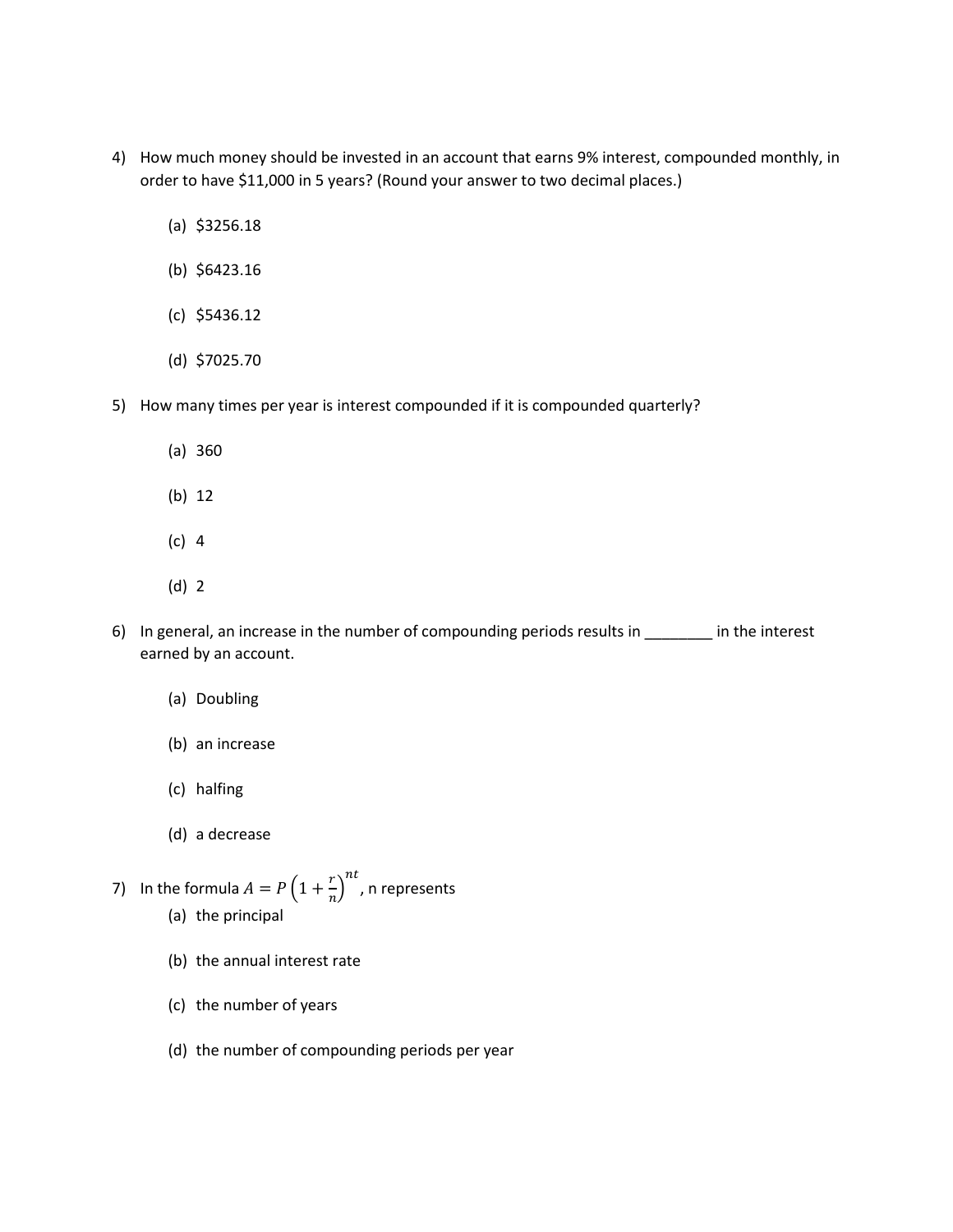4) How much money should be invested in an account that earns 9% interest, compounded monthly, in order to have $11,000 in 5 years? (Round your answer to two decimal places.)

   (a) $3256.18

   (b) $6423.16

   (c) $5436.12

   (d) $7025.70

5) How many times per year is interest compounded if it is compounded quarterly?

   (a) 360

   (b) 12

   (c) 4

   (d) 2

6) In general, an increase in the number of compounding periods results in ________ in the interest earned by an account.

   (a) Doubling

   (b) an increase

   (c) halfing

   (d) a decrease

7) In the formula $A = P\left(1 + \frac{r}{n}\right)^{nt}$, n represents

   (a) the principal

   (b) the annual interest rate

   (c) the number of years

   (d) the number of compounding periods per year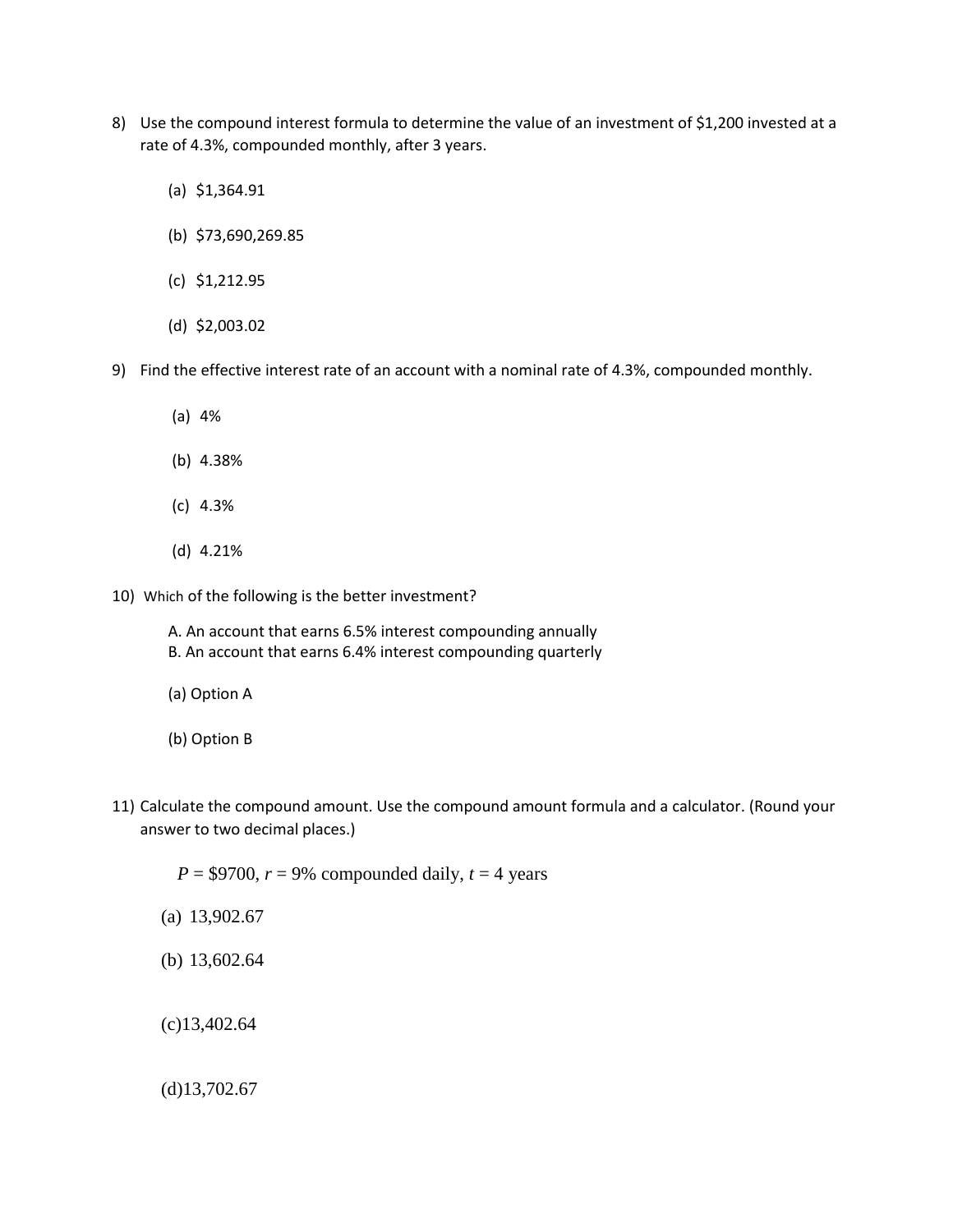8) Use the compound interest formula to determine the value of an investment of $1,200 invested at a rate of 4.3%, compounded monthly, after 3 years.

   (a) $1,364.91

   (b) $73,690,269.85

   (c) $1,212.95

   (d) $2,003.02

9) Find the effective interest rate of an account with a nominal rate of 4.3%, compounded monthly.

   (a) 4%

   (b) 4.38%

   (c) 4.3%

   (d) 4.21%

10) Which of the following is the better investment?

    A. An account that earns 6.5% interest compounding annually
    B. An account that earns 6.4% interest compounding quarterly

    (a) Option A

    (b) Option B

11) Calculate the compound amount. Use the compound amount formula and a calculator. (Round your answer to two decimal places.)

    $P$ = $9700, $r$ = 9% compounded daily, $t$ = 4 years

    (a) 13,902.67

    (b) 13,602.64

    (c)13,402.64

    (d)13,702.67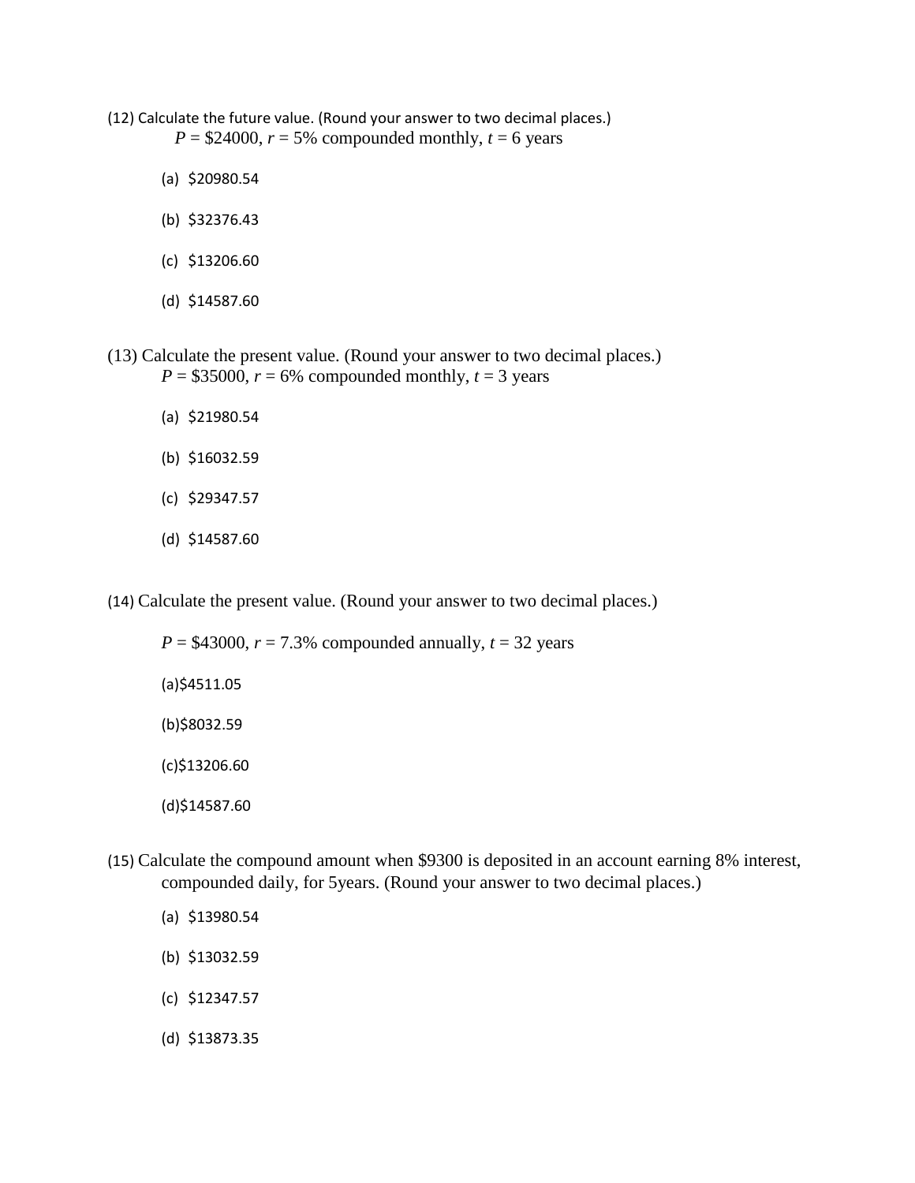(12) Calculate the future value. (Round your answer to two decimal places.)

$P$ = \$24000, $r$ = 5% compounded monthly, $t$ = 6 years

(a) \$20980.54

(b) \$32376.43

(c) \$13206.60

(d) \$14587.60

(13) Calculate the present value. (Round your answer to two decimal places.)

$P$ = \$35000, $r$ = 6% compounded monthly, $t$ = 3 years

(a) \$21980.54

(b) \$16032.59

(c) \$29347.57

(d) \$14587.60

(14) Calculate the present value. (Round your answer to two decimal places.)

$P$ = \$43000, $r$ = 7.3% compounded annually, $t$ = 32 years

(a)\$4511.05

(b)\$8032.59

(c)\$13206.60

(d)\$14587.60

(15) Calculate the compound amount when \$9300 is deposited in an account earning 8% interest, compounded daily, for 5years. (Round your answer to two decimal places.)

(a) \$13980.54

(b) \$13032.59

(c) \$12347.57

(d) \$13873.35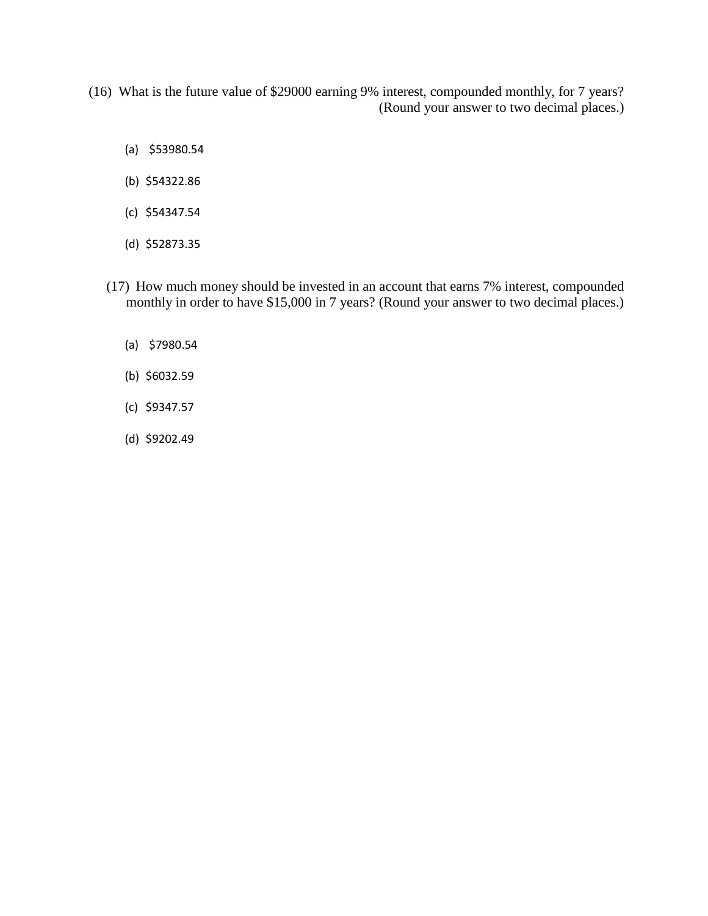(16) What is the future value of $29000 earning 9% interest, compounded monthly, for 7 years? (Round your answer to two decimal places.)

(a) $53980.54

(b) $54322.86

(c) $54347.54

(d) $52873.35

(17) How much money should be invested in an account that earns 7% interest, compounded monthly in order to have $15,000 in 7 years? (Round your answer to two decimal places.)

(a) $7980.54

(b) $6032.59

(c) $9347.57

(d) $9202.49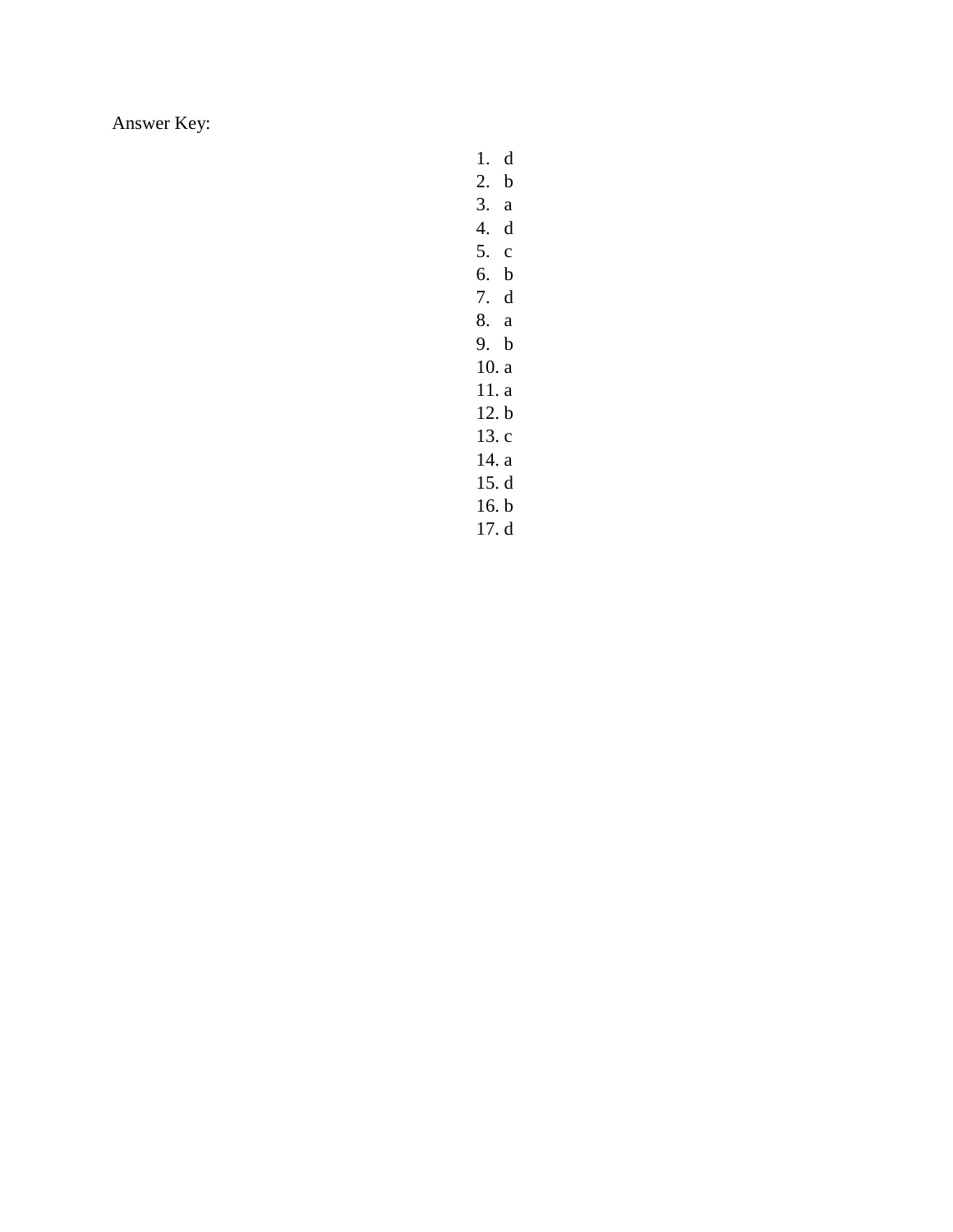Answer Key:

1. d
2. b
3. a
4. d
5. c
6. b
7. d
8. a
9. b
10. a
11. a
12. b
13. c
14. a
15. d
16. b
17. d